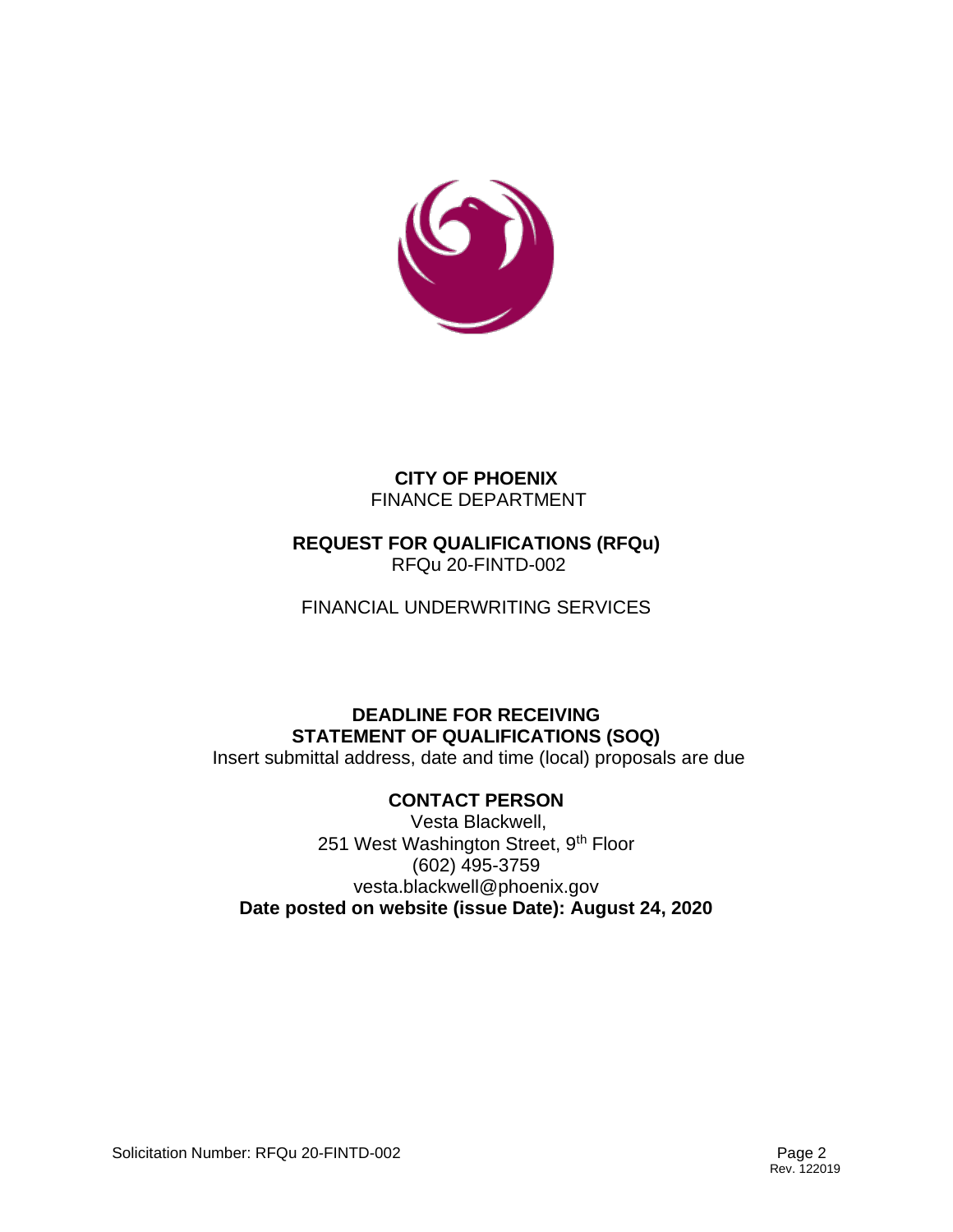**CITY OF PHOENIX**
FINANCE DEPARTMENT

**REQUEST FOR QUALIFICATIONS (RFQu)**
RFQu 20-FINTD-002

FINANCIAL UNDERWRITING SERVICES

**DEADLINE FOR RECEIVING**
**STATEMENT OF QUALIFICATIONS (SOQ)**
Insert submittal address, date and time (local) proposals are due

**CONTACT PERSON**
Vesta Blackwell,
251 West Washington Street, 9th Floor
(602) 495-3759
vesta.blackwell@phoenix.gov
**Date posted on website (issue Date): August 24, 2020**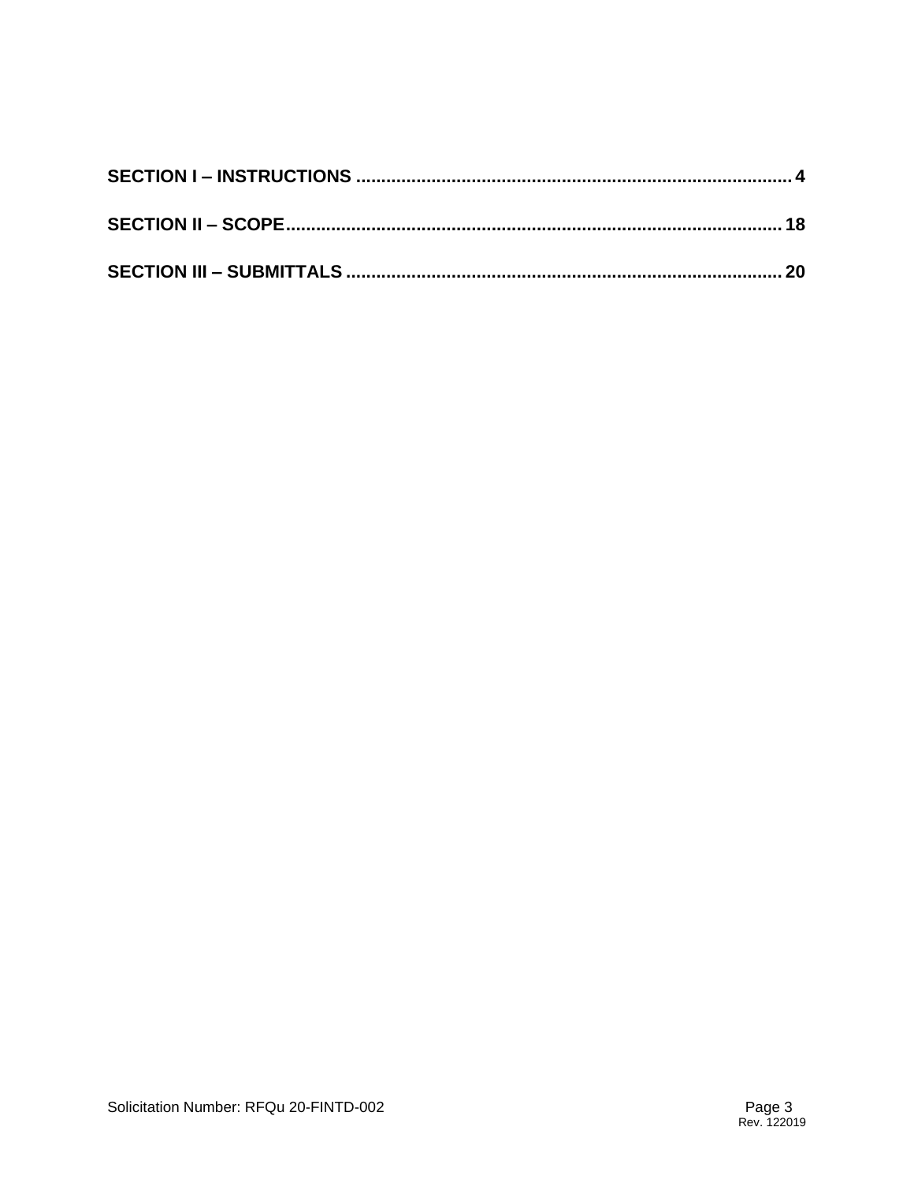**SECTION I – INSTRUCTIONS** ........................................................................................ **4**

**SECTION II – SCOPE** ........................................................................................ **18**

**SECTION III – SUBMITTALS** ........................................................................................ **20**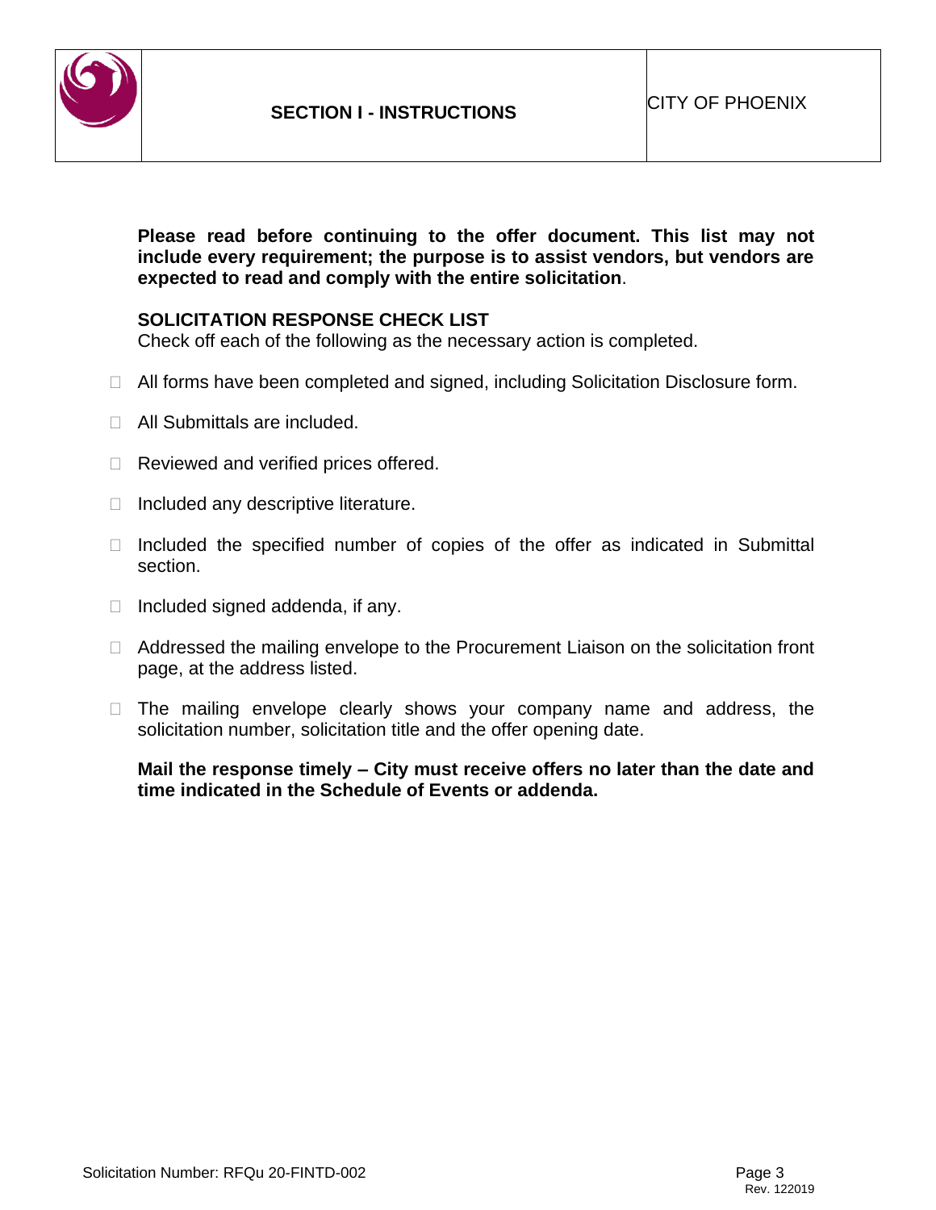# SECTION I - INSTRUCTIONS

CITY OF PHOENIX

**Please read before continuing to the offer document. This list may not include every requirement; the purpose is to assist vendors, but vendors are expected to read and comply with the entire solicitation**.

**SOLICITATION RESPONSE CHECK LIST**

Check off each of the following as the necessary action is completed.

- ☐ All forms have been completed and signed, including Solicitation Disclosure form.
- ☐ All Submittals are included.
- ☐ Reviewed and verified prices offered.
- ☐ Included any descriptive literature.
- ☐ Included the specified number of copies of the offer as indicated in Submittal section.
- ☐ Included signed addenda, if any.
- ☐ Addressed the mailing envelope to the Procurement Liaison on the solicitation front page, at the address listed.
- ☐ The mailing envelope clearly shows your company name and address, the solicitation number, solicitation title and the offer opening date.

**Mail the response timely – City must receive offers no later than the date and time indicated in the Schedule of Events or addenda.**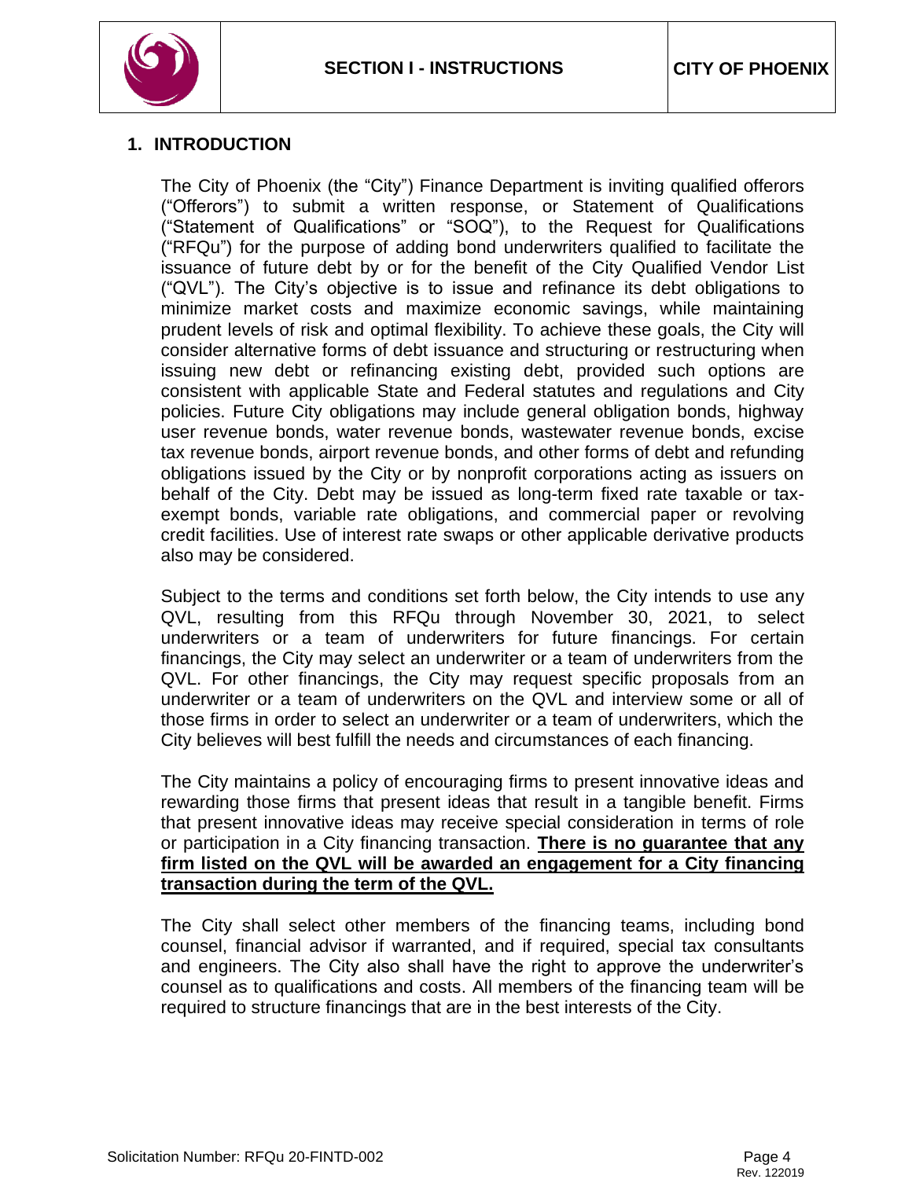## 1. INTRODUCTION

The City of Phoenix (the "City") Finance Department is inviting qualified offerors ("Offerors") to submit a written response, or Statement of Qualifications ("Statement of Qualifications" or "SOQ"), to the Request for Qualifications ("RFQu") for the purpose of adding bond underwriters qualified to facilitate the issuance of future debt by or for the benefit of the City Qualified Vendor List ("QVL"). The City's objective is to issue and refinance its debt obligations to minimize market costs and maximize economic savings, while maintaining prudent levels of risk and optimal flexibility. To achieve these goals, the City will consider alternative forms of debt issuance and structuring or restructuring when issuing new debt or refinancing existing debt, provided such options are consistent with applicable State and Federal statutes and regulations and City policies. Future City obligations may include general obligation bonds, highway user revenue bonds, water revenue bonds, wastewater revenue bonds, excise tax revenue bonds, airport revenue bonds, and other forms of debt and refunding obligations issued by the City or by nonprofit corporations acting as issuers on behalf of the City. Debt may be issued as long-term fixed rate taxable or tax-exempt bonds, variable rate obligations, and commercial paper or revolving credit facilities. Use of interest rate swaps or other applicable derivative products also may be considered.

Subject to the terms and conditions set forth below, the City intends to use any QVL, resulting from this RFQu through November 30, 2021, to select underwriters or a team of underwriters for future financings. For certain financings, the City may select an underwriter or a team of underwriters from the QVL. For other financings, the City may request specific proposals from an underwriter or a team of underwriters on the QVL and interview some or all of those firms in order to select an underwriter or a team of underwriters, which the City believes will best fulfill the needs and circumstances of each financing.

The City maintains a policy of encouraging firms to present innovative ideas and rewarding those firms that present ideas that result in a tangible benefit. Firms that present innovative ideas may receive special consideration in terms of role or participation in a City financing transaction. **There is no guarantee that any firm listed on the QVL will be awarded an engagement for a City financing transaction during the term of the QVL.**

The City shall select other members of the financing teams, including bond counsel, financial advisor if warranted, and if required, special tax consultants and engineers. The City also shall have the right to approve the underwriter's counsel as to qualifications and costs. All members of the financing team will be required to structure financings that are in the best interests of the City.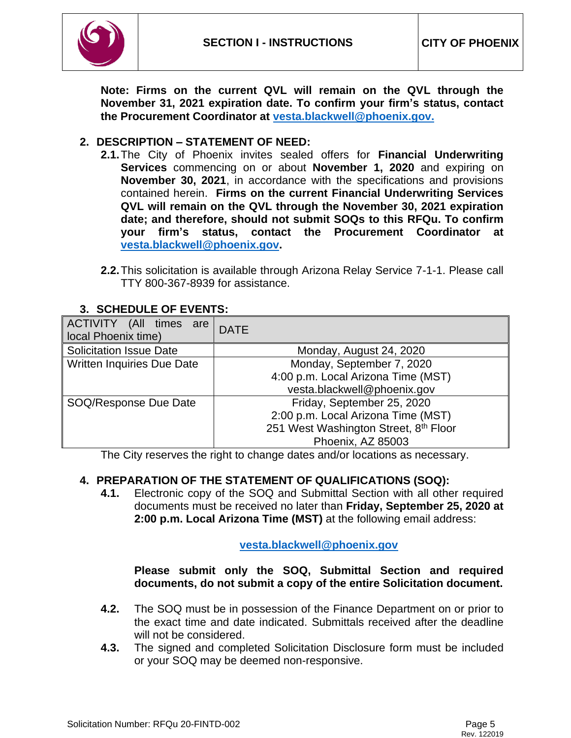**Note: Firms on the current QVL will remain on the QVL through the November 31, 2021 expiration date. To confirm your firm's status, contact the Procurement Coordinator at vesta.blackwell@phoenix.gov.**

## 2. DESCRIPTION – STATEMENT OF NEED:

**2.1.** The City of Phoenix invites sealed offers for **Financial Underwriting Services** commencing on or about **November 1, 2020** and expiring on **November 30, 2021**, in accordance with the specifications and provisions contained herein. **Firms on the current Financial Underwriting Services QVL will remain on the QVL through the November 30, 2021 expiration date; and therefore, should not submit SOQs to this RFQu. To confirm your firm's status, contact the Procurement Coordinator at vesta.blackwell@phoenix.gov.**

**2.2.** This solicitation is available through Arizona Relay Service 7-1-1. Please call TTY 800-367-8939 for assistance.

## 3. SCHEDULE OF EVENTS:

| ACTIVITY (All times are local Phoenix time) | DATE |
|---|---|
| Solicitation Issue Date | Monday, August 24, 2020 |
| Written Inquiries Due Date | Monday, September 7, 2020<br>4:00 p.m. Local Arizona Time (MST)<br>vesta.blackwell@phoenix.gov |
| SOQ/Response Due Date | Friday, September 25, 2020<br>2:00 p.m. Local Arizona Time (MST)<br>251 West Washington Street, 8th Floor<br>Phoenix, AZ 85003 |

The City reserves the right to change dates and/or locations as necessary.

## 4. PREPARATION OF THE STATEMENT OF QUALIFICATIONS (SOQ):

**4.1.** Electronic copy of the SOQ and Submittal Section with all other required documents must be received no later than **Friday, September 25, 2020 at 2:00 p.m. Local Arizona Time (MST)** at the following email address:

**vesta.blackwell@phoenix.gov**

**Please submit only the SOQ, Submittal Section and required documents, do not submit a copy of the entire Solicitation document.**

**4.2.** The SOQ must be in possession of the Finance Department on or prior to the exact time and date indicated. Submittals received after the deadline will not be considered.

**4.3.** The signed and completed Solicitation Disclosure form must be included or your SOQ may be deemed non-responsive.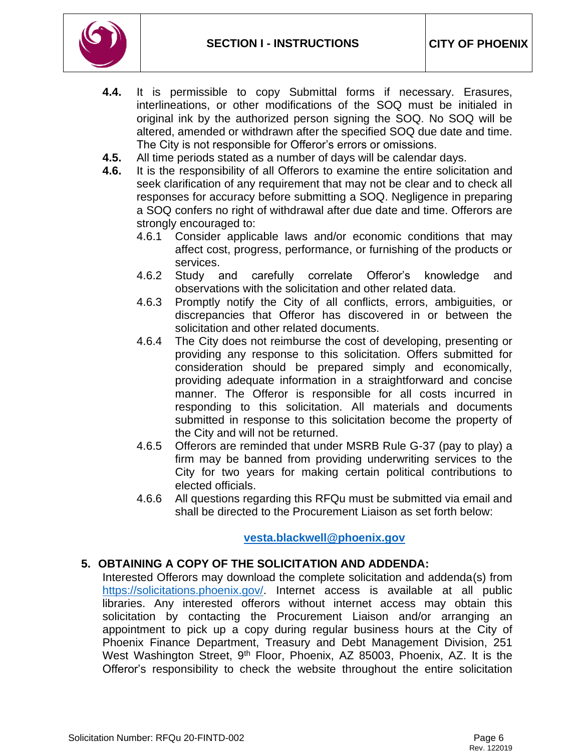**4.4.** It is permissible to copy Submittal forms if necessary. Erasures, interlineations, or other modifications of the SOQ must be initialed in original ink by the authorized person signing the SOQ. No SOQ will be altered, amended or withdrawn after the specified SOQ due date and time. The City is not responsible for Offeror's errors or omissions.

**4.5.** All time periods stated as a number of days will be calendar days.

**4.6.** It is the responsibility of all Offerors to examine the entire solicitation and seek clarification of any requirement that may not be clear and to check all responses for accuracy before submitting a SOQ. Negligence in preparing a SOQ confers no right of withdrawal after due date and time. Offerors are strongly encouraged to:

4.6.1 Consider applicable laws and/or economic conditions that may affect cost, progress, performance, or furnishing of the products or services.

4.6.2 Study and carefully correlate Offeror's knowledge and observations with the solicitation and other related data.

4.6.3 Promptly notify the City of all conflicts, errors, ambiguities, or discrepancies that Offeror has discovered in or between the solicitation and other related documents.

4.6.4 The City does not reimburse the cost of developing, presenting or providing any response to this solicitation. Offers submitted for consideration should be prepared simply and economically, providing adequate information in a straightforward and concise manner. The Offeror is responsible for all costs incurred in responding to this solicitation. All materials and documents submitted in response to this solicitation become the property of the City and will not be returned.

4.6.5 Offerors are reminded that under MSRB Rule G-37 (pay to play) a firm may be banned from providing underwriting services to the City for two years for making certain political contributions to elected officials.

4.6.6 All questions regarding this RFQu must be submitted via email and shall be directed to the Procurement Liaison as set forth below:

**vesta.blackwell@phoenix.gov**

## 5. OBTAINING A COPY OF THE SOLICITATION AND ADDENDA:

Interested Offerors may download the complete solicitation and addenda(s) from https://solicitations.phoenix.gov/. Internet access is available at all public libraries. Any interested offerors without internet access may obtain this solicitation by contacting the Procurement Liaison and/or arranging an appointment to pick up a copy during regular business hours at the City of Phoenix Finance Department, Treasury and Debt Management Division, 251 West Washington Street, 9th Floor, Phoenix, AZ 85003, Phoenix, AZ. It is the Offeror's responsibility to check the website throughout the entire solicitation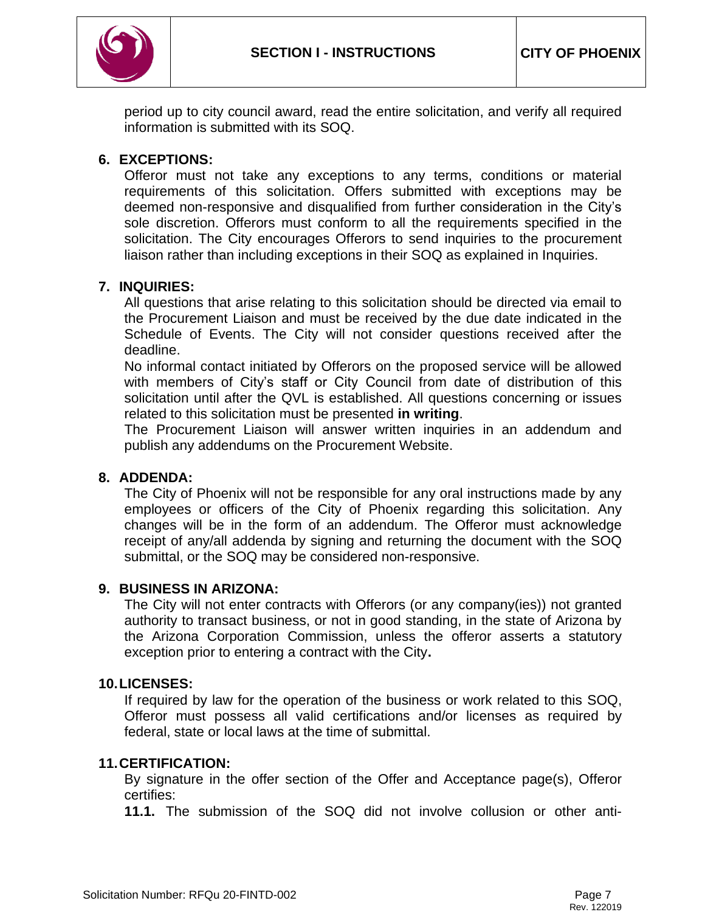period up to city council award, read the entire solicitation, and verify all required information is submitted with its SOQ.

**6. EXCEPTIONS:**

Offeror must not take any exceptions to any terms, conditions or material requirements of this solicitation. Offers submitted with exceptions may be deemed non-responsive and disqualified from further consideration in the City's sole discretion. Offerors must conform to all the requirements specified in the solicitation. The City encourages Offerors to send inquiries to the procurement liaison rather than including exceptions in their SOQ as explained in Inquiries.

**7. INQUIRIES:**

All questions that arise relating to this solicitation should be directed via email to the Procurement Liaison and must be received by the due date indicated in the Schedule of Events. The City will not consider questions received after the deadline.

No informal contact initiated by Offerors on the proposed service will be allowed with members of City's staff or City Council from date of distribution of this solicitation until after the QVL is established. All questions concerning or issues related to this solicitation must be presented **in writing**.

The Procurement Liaison will answer written inquiries in an addendum and publish any addendums on the Procurement Website.

**8. ADDENDA:**

The City of Phoenix will not be responsible for any oral instructions made by any employees or officers of the City of Phoenix regarding this solicitation. Any changes will be in the form of an addendum. The Offeror must acknowledge receipt of any/all addenda by signing and returning the document with the SOQ submittal, or the SOQ may be considered non-responsive.

**9. BUSINESS IN ARIZONA:**

The City will not enter contracts with Offerors (or any company(ies)) not granted authority to transact business, or not in good standing, in the state of Arizona by the Arizona Corporation Commission, unless the offeror asserts a statutory exception prior to entering a contract with the City**.**

**10. LICENSES:**

If required by law for the operation of the business or work related to this SOQ, Offeror must possess all valid certifications and/or licenses as required by federal, state or local laws at the time of submittal.

**11. CERTIFICATION:**

By signature in the offer section of the Offer and Acceptance page(s), Offeror certifies:

**11.1.** The submission of the SOQ did not involve collusion or other anti-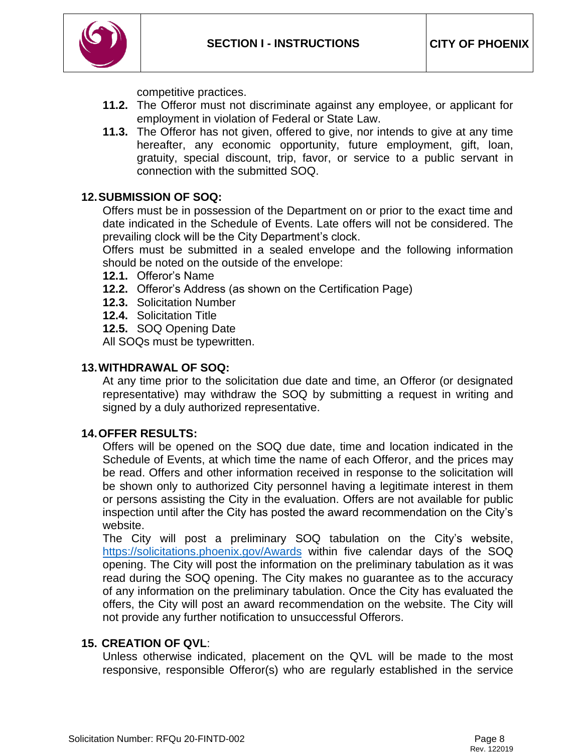competitive practices.

**11.2.** The Offeror must not discriminate against any employee, or applicant for employment in violation of Federal or State Law.

**11.3.** The Offeror has not given, offered to give, nor intends to give at any time hereafter, any economic opportunity, future employment, gift, loan, gratuity, special discount, trip, favor, or service to a public servant in connection with the submitted SOQ.

**12. SUBMISSION OF SOQ:**

Offers must be in possession of the Department on or prior to the exact time and date indicated in the Schedule of Events. Late offers will not be considered. The prevailing clock will be the City Department's clock.

Offers must be submitted in a sealed envelope and the following information should be noted on the outside of the envelope:

**12.1.** Offeror's Name

**12.2.** Offeror's Address (as shown on the Certification Page)

**12.3.** Solicitation Number

**12.4.** Solicitation Title

**12.5.** SOQ Opening Date

All SOQs must be typewritten.

**13. WITHDRAWAL OF SOQ:**

At any time prior to the solicitation due date and time, an Offeror (or designated representative) may withdraw the SOQ by submitting a request in writing and signed by a duly authorized representative.

**14. OFFER RESULTS:**

Offers will be opened on the SOQ due date, time and location indicated in the Schedule of Events, at which time the name of each Offeror, and the prices may be read. Offers and other information received in response to the solicitation will be shown only to authorized City personnel having a legitimate interest in them or persons assisting the City in the evaluation. Offers are not available for public inspection until after the City has posted the award recommendation on the City's website.

The City will post a preliminary SOQ tabulation on the City's website, https://solicitations.phoenix.gov/Awards within five calendar days of the SOQ opening. The City will post the information on the preliminary tabulation as it was read during the SOQ opening. The City makes no guarantee as to the accuracy of any information on the preliminary tabulation. Once the City has evaluated the offers, the City will post an award recommendation on the website. The City will not provide any further notification to unsuccessful Offerors.

**15. CREATION OF QVL:**

Unless otherwise indicated, placement on the QVL will be made to the most responsive, responsible Offeror(s) who are regularly established in the service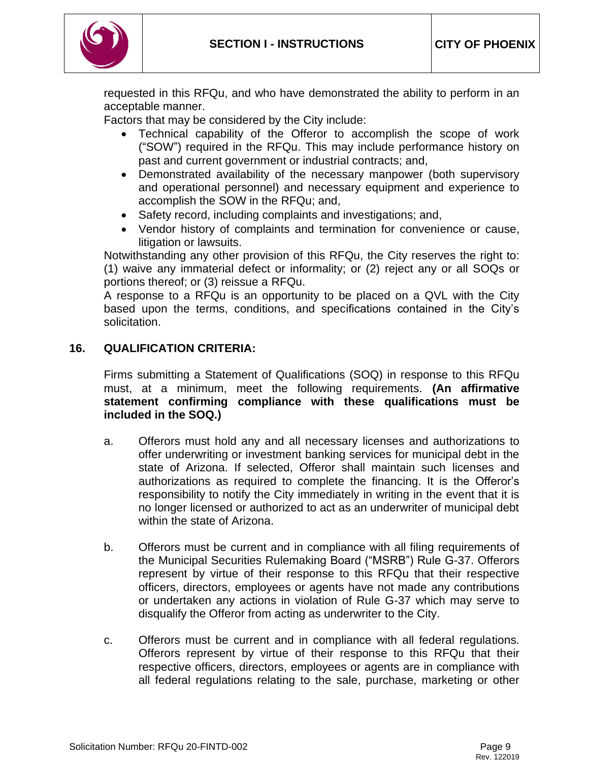requested in this RFQu, and who have demonstrated the ability to perform in an acceptable manner.

Factors that may be considered by the City include:

- Technical capability of the Offeror to accomplish the scope of work ("SOW") required in the RFQu. This may include performance history on past and current government or industrial contracts; and,
- Demonstrated availability of the necessary manpower (both supervisory and operational personnel) and necessary equipment and experience to accomplish the SOW in the RFQu; and,
- Safety record, including complaints and investigations; and,
- Vendor history of complaints and termination for convenience or cause, litigation or lawsuits.

Notwithstanding any other provision of this RFQu, the City reserves the right to: (1) waive any immaterial defect or informality; or (2) reject any or all SOQs or portions thereof; or (3) reissue a RFQu.

A response to a RFQu is an opportunity to be placed on a QVL with the City based upon the terms, conditions, and specifications contained in the City's solicitation.

## 16. QUALIFICATION CRITERIA:

Firms submitting a Statement of Qualifications (SOQ) in response to this RFQu must, at a minimum, meet the following requirements. **(An affirmative statement confirming compliance with these qualifications must be included in the SOQ.)**

a. Offerors must hold any and all necessary licenses and authorizations to offer underwriting or investment banking services for municipal debt in the state of Arizona. If selected, Offeror shall maintain such licenses and authorizations as required to complete the financing. It is the Offeror's responsibility to notify the City immediately in writing in the event that it is no longer licensed or authorized to act as an underwriter of municipal debt within the state of Arizona.

b. Offerors must be current and in compliance with all filing requirements of the Municipal Securities Rulemaking Board ("MSRB") Rule G-37. Offerors represent by virtue of their response to this RFQu that their respective officers, directors, employees or agents have not made any contributions or undertaken any actions in violation of Rule G-37 which may serve to disqualify the Offeror from acting as underwriter to the City.

c. Offerors must be current and in compliance with all federal regulations. Offerors represent by virtue of their response to this RFQu that their respective officers, directors, employees or agents are in compliance with all federal regulations relating to the sale, purchase, marketing or other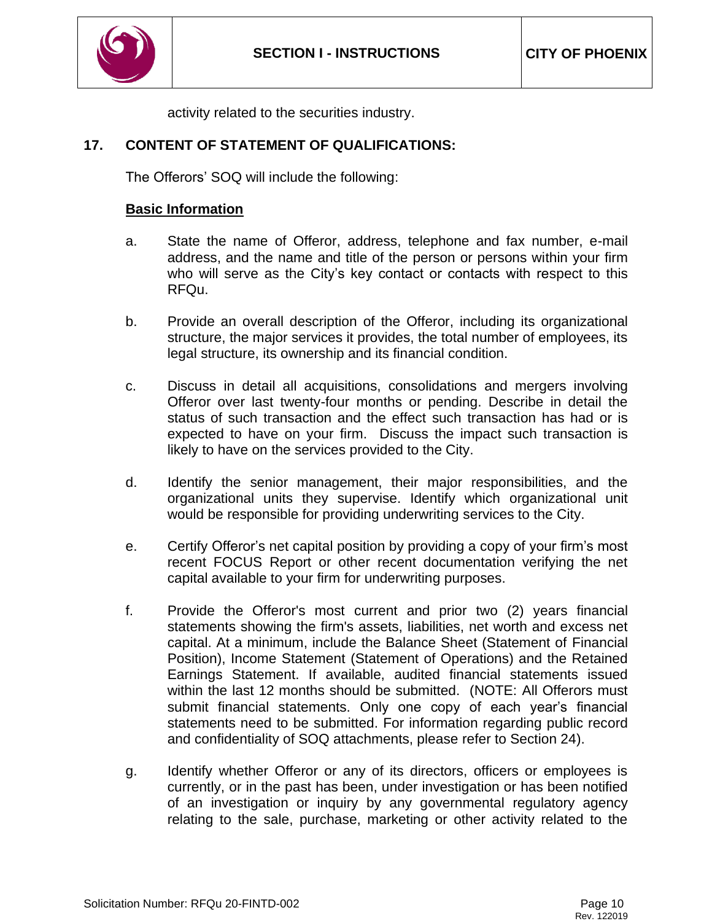activity related to the securities industry.

## 17. CONTENT OF STATEMENT OF QUALIFICATIONS:

The Offerors' SOQ will include the following:

**Basic Information**

a. State the name of Offeror, address, telephone and fax number, e-mail address, and the name and title of the person or persons within your firm who will serve as the City's key contact or contacts with respect to this RFQu.

b. Provide an overall description of the Offeror, including its organizational structure, the major services it provides, the total number of employees, its legal structure, its ownership and its financial condition.

c. Discuss in detail all acquisitions, consolidations and mergers involving Offeror over last twenty-four months or pending. Describe in detail the status of such transaction and the effect such transaction has had or is expected to have on your firm. Discuss the impact such transaction is likely to have on the services provided to the City.

d. Identify the senior management, their major responsibilities, and the organizational units they supervise. Identify which organizational unit would be responsible for providing underwriting services to the City.

e. Certify Offeror's net capital position by providing a copy of your firm's most recent FOCUS Report or other recent documentation verifying the net capital available to your firm for underwriting purposes.

f. Provide the Offeror's most current and prior two (2) years financial statements showing the firm's assets, liabilities, net worth and excess net capital. At a minimum, include the Balance Sheet (Statement of Financial Position), Income Statement (Statement of Operations) and the Retained Earnings Statement. If available, audited financial statements issued within the last 12 months should be submitted. (NOTE: All Offerors must submit financial statements. Only one copy of each year's financial statements need to be submitted. For information regarding public record and confidentiality of SOQ attachments, please refer to Section 24).

g. Identify whether Offeror or any of its directors, officers or employees is currently, or in the past has been, under investigation or has been notified of an investigation or inquiry by any governmental regulatory agency relating to the sale, purchase, marketing or other activity related to the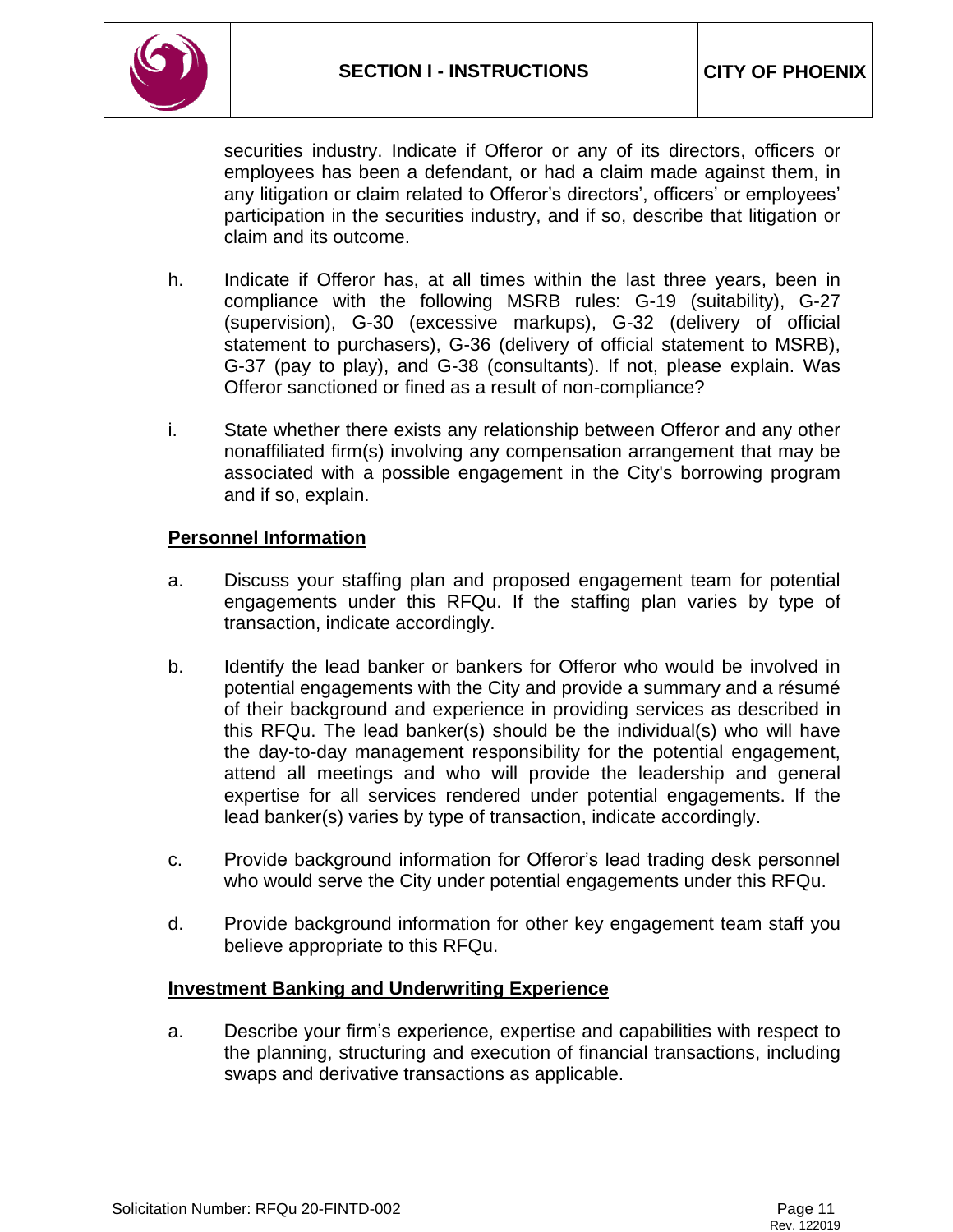securities industry. Indicate if Offeror or any of its directors, officers or employees has been a defendant, or had a claim made against them, in any litigation or claim related to Offeror's directors', officers' or employees' participation in the securities industry, and if so, describe that litigation or claim and its outcome.

h. Indicate if Offeror has, at all times within the last three years, been in compliance with the following MSRB rules: G-19 (suitability), G-27 (supervision), G-30 (excessive markups), G-32 (delivery of official statement to purchasers), G-36 (delivery of official statement to MSRB), G-37 (pay to play), and G-38 (consultants). If not, please explain. Was Offeror sanctioned or fined as a result of non-compliance?

i. State whether there exists any relationship between Offeror and any other nonaffiliated firm(s) involving any compensation arrangement that may be associated with a possible engagement in the City's borrowing program and if so, explain.

**Personnel Information**

a. Discuss your staffing plan and proposed engagement team for potential engagements under this RFQu. If the staffing plan varies by type of transaction, indicate accordingly.

b. Identify the lead banker or bankers for Offeror who would be involved in potential engagements with the City and provide a summary and a résumé of their background and experience in providing services as described in this RFQu. The lead banker(s) should be the individual(s) who will have the day-to-day management responsibility for the potential engagement, attend all meetings and who will provide the leadership and general expertise for all services rendered under potential engagements. If the lead banker(s) varies by type of transaction, indicate accordingly.

c. Provide background information for Offeror's lead trading desk personnel who would serve the City under potential engagements under this RFQu.

d. Provide background information for other key engagement team staff you believe appropriate to this RFQu.

**Investment Banking and Underwriting Experience**

a. Describe your firm's experience, expertise and capabilities with respect to the planning, structuring and execution of financial transactions, including swaps and derivative transactions as applicable.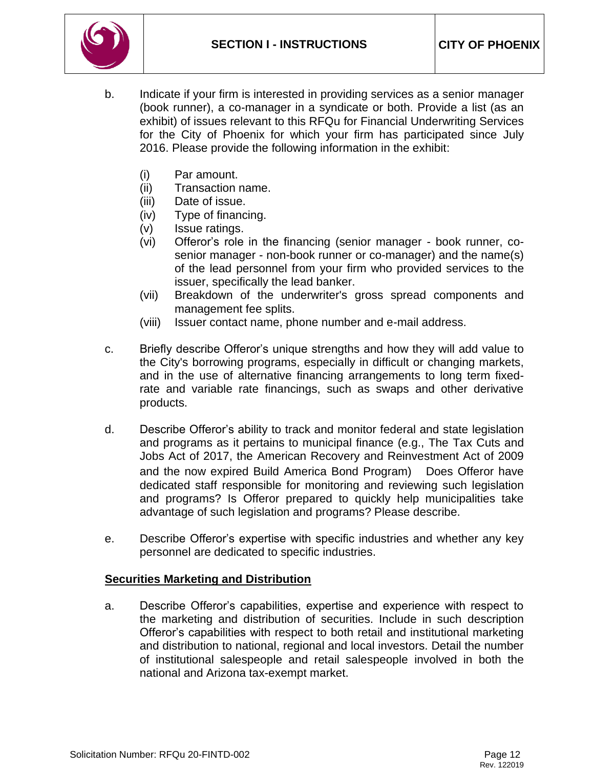b. Indicate if your firm is interested in providing services as a senior manager (book runner), a co-manager in a syndicate or both. Provide a list (as an exhibit) of issues relevant to this RFQu for Financial Underwriting Services for the City of Phoenix for which your firm has participated since July 2016. Please provide the following information in the exhibit:

   (i) Par amount.
   (ii) Transaction name.
   (iii) Date of issue.
   (iv) Type of financing.
   (v) Issue ratings.
   (vi) Offeror's role in the financing (senior manager - book runner, co-senior manager - non-book runner or co-manager) and the name(s) of the lead personnel from your firm who provided services to the issuer, specifically the lead banker.
   (vii) Breakdown of the underwriter's gross spread components and management fee splits.
   (viii) Issuer contact name, phone number and e-mail address.

c. Briefly describe Offeror's unique strengths and how they will add value to the City's borrowing programs, especially in difficult or changing markets, and in the use of alternative financing arrangements to long term fixed-rate and variable rate financings, such as swaps and other derivative products.

d. Describe Offeror's ability to track and monitor federal and state legislation and programs as it pertains to municipal finance (e.g., The Tax Cuts and Jobs Act of 2017, the American Recovery and Reinvestment Act of 2009 and the now expired Build America Bond Program) Does Offeror have dedicated staff responsible for monitoring and reviewing such legislation and programs? Is Offeror prepared to quickly help municipalities take advantage of such legislation and programs? Please describe.

e. Describe Offeror's expertise with specific industries and whether any key personnel are dedicated to specific industries.

**Securities Marketing and Distribution**

a. Describe Offeror's capabilities, expertise and experience with respect to the marketing and distribution of securities. Include in such description Offeror's capabilities with respect to both retail and institutional marketing and distribution to national, regional and local investors. Detail the number of institutional salespeople and retail salespeople involved in both the national and Arizona tax-exempt market.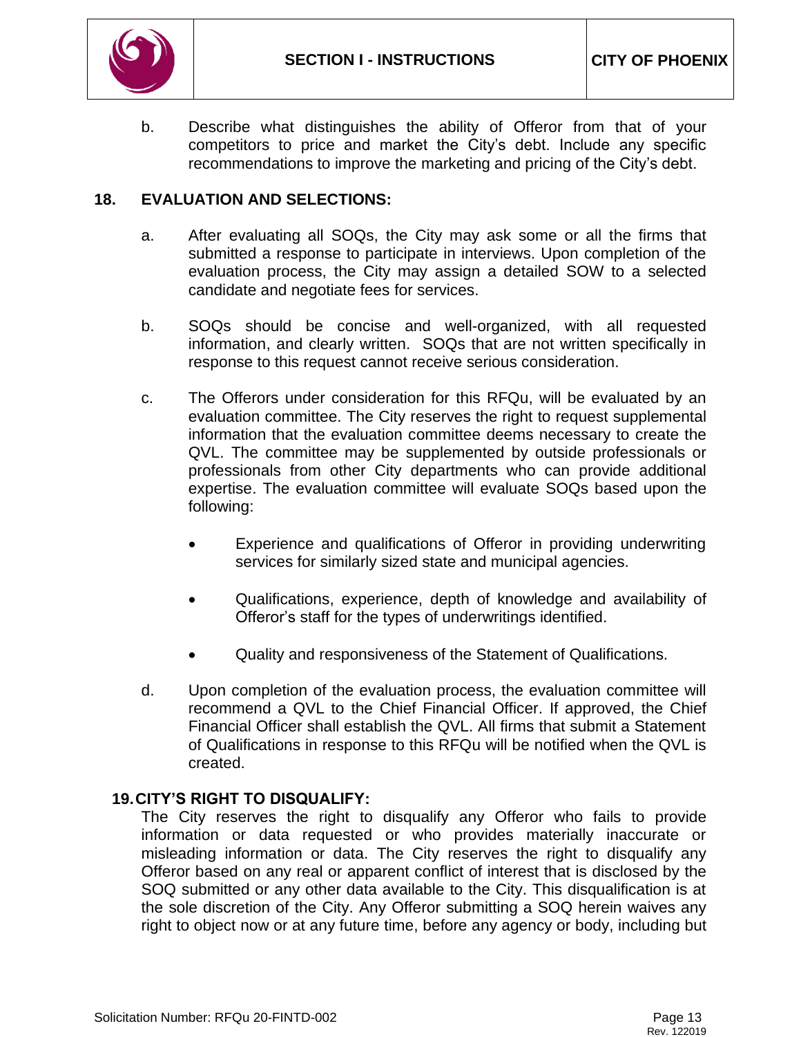b. Describe what distinguishes the ability of Offeror from that of your competitors to price and market the City's debt. Include any specific recommendations to improve the marketing and pricing of the City's debt.

## 18. EVALUATION AND SELECTIONS:

a. After evaluating all SOQs, the City may ask some or all the firms that submitted a response to participate in interviews. Upon completion of the evaluation process, the City may assign a detailed SOW to a selected candidate and negotiate fees for services.

b. SOQs should be concise and well-organized, with all requested information, and clearly written. SOQs that are not written specifically in response to this request cannot receive serious consideration.

c. The Offerors under consideration for this RFQu, will be evaluated by an evaluation committee. The City reserves the right to request supplemental information that the evaluation committee deems necessary to create the QVL. The committee may be supplemented by outside professionals or professionals from other City departments who can provide additional expertise. The evaluation committee will evaluate SOQs based upon the following:

- Experience and qualifications of Offeror in providing underwriting services for similarly sized state and municipal agencies.
- Qualifications, experience, depth of knowledge and availability of Offeror's staff for the types of underwritings identified.
- Quality and responsiveness of the Statement of Qualifications.

d. Upon completion of the evaluation process, the evaluation committee will recommend a QVL to the Chief Financial Officer. If approved, the Chief Financial Officer shall establish the QVL. All firms that submit a Statement of Qualifications in response to this RFQu will be notified when the QVL is created.

## 19. CITY'S RIGHT TO DISQUALIFY:

The City reserves the right to disqualify any Offeror who fails to provide information or data requested or who provides materially inaccurate or misleading information or data. The City reserves the right to disqualify any Offeror based on any real or apparent conflict of interest that is disclosed by the SOQ submitted or any other data available to the City. This disqualification is at the sole discretion of the City. Any Offeror submitting a SOQ herein waives any right to object now or at any future time, before any agency or body, including but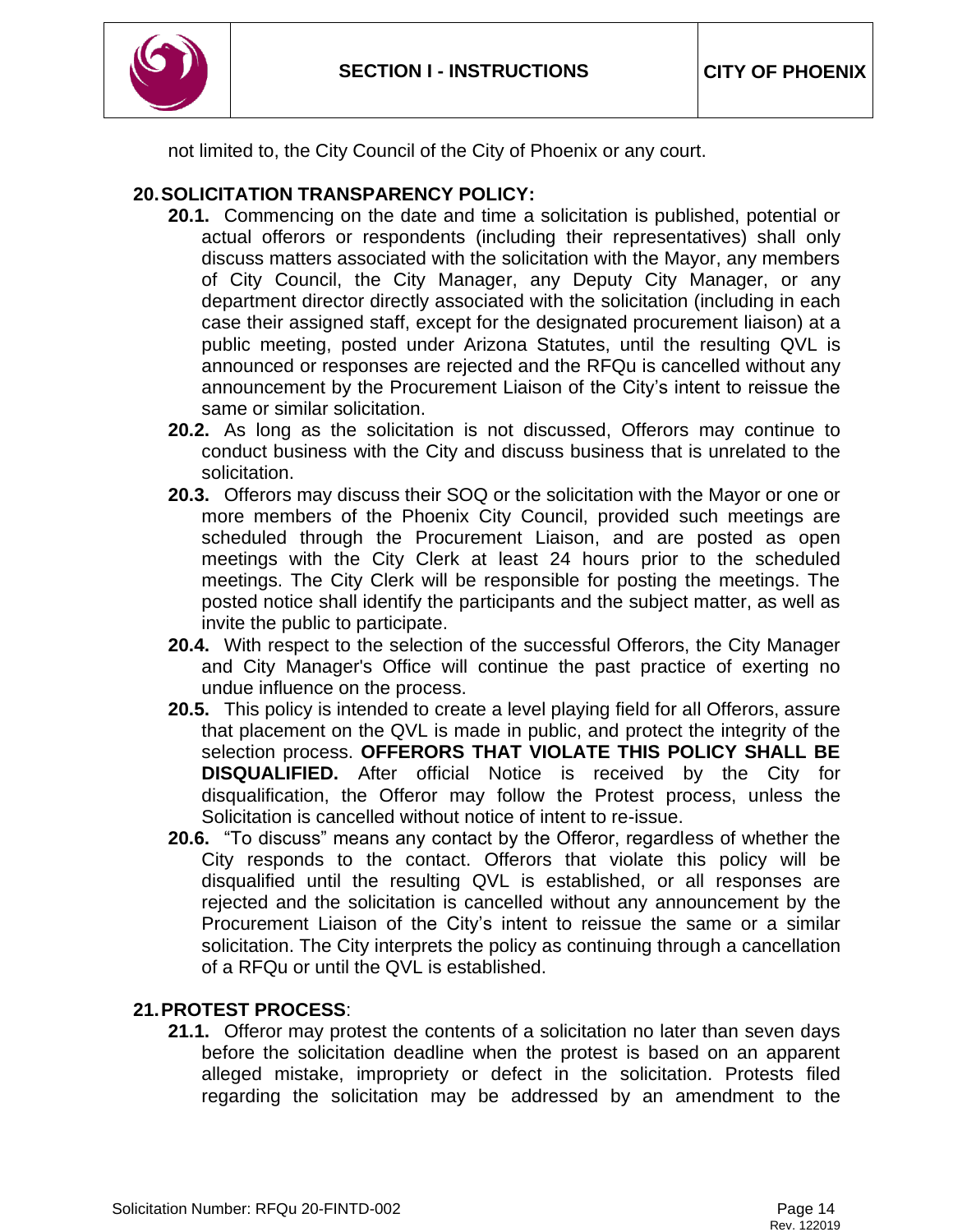not limited to, the City Council of the City of Phoenix or any court.

## 20. SOLICITATION TRANSPARENCY POLICY:

**20.1.** Commencing on the date and time a solicitation is published, potential or actual offerors or respondents (including their representatives) shall only discuss matters associated with the solicitation with the Mayor, any members of City Council, the City Manager, any Deputy City Manager, or any department director directly associated with the solicitation (including in each case their assigned staff, except for the designated procurement liaison) at a public meeting, posted under Arizona Statutes, until the resulting QVL is announced or responses are rejected and the RFQu is cancelled without any announcement by the Procurement Liaison of the City's intent to reissue the same or similar solicitation.

**20.2.** As long as the solicitation is not discussed, Offerors may continue to conduct business with the City and discuss business that is unrelated to the solicitation.

**20.3.** Offerors may discuss their SOQ or the solicitation with the Mayor or one or more members of the Phoenix City Council, provided such meetings are scheduled through the Procurement Liaison, and are posted as open meetings with the City Clerk at least 24 hours prior to the scheduled meetings. The City Clerk will be responsible for posting the meetings. The posted notice shall identify the participants and the subject matter, as well as invite the public to participate.

**20.4.** With respect to the selection of the successful Offerors, the City Manager and City Manager's Office will continue the past practice of exerting no undue influence on the process.

**20.5.** This policy is intended to create a level playing field for all Offerors, assure that placement on the QVL is made in public, and protect the integrity of the selection process. **OFFERORS THAT VIOLATE THIS POLICY SHALL BE DISQUALIFIED.** After official Notice is received by the City for disqualification, the Offeror may follow the Protest process, unless the Solicitation is cancelled without notice of intent to re-issue.

**20.6.** "To discuss" means any contact by the Offeror, regardless of whether the City responds to the contact. Offerors that violate this policy will be disqualified until the resulting QVL is established, or all responses are rejected and the solicitation is cancelled without any announcement by the Procurement Liaison of the City's intent to reissue the same or a similar solicitation. The City interprets the policy as continuing through a cancellation of a RFQu or until the QVL is established.

## 21. PROTEST PROCESS:

**21.1.** Offeror may protest the contents of a solicitation no later than seven days before the solicitation deadline when the protest is based on an apparent alleged mistake, impropriety or defect in the solicitation. Protests filed regarding the solicitation may be addressed by an amendment to the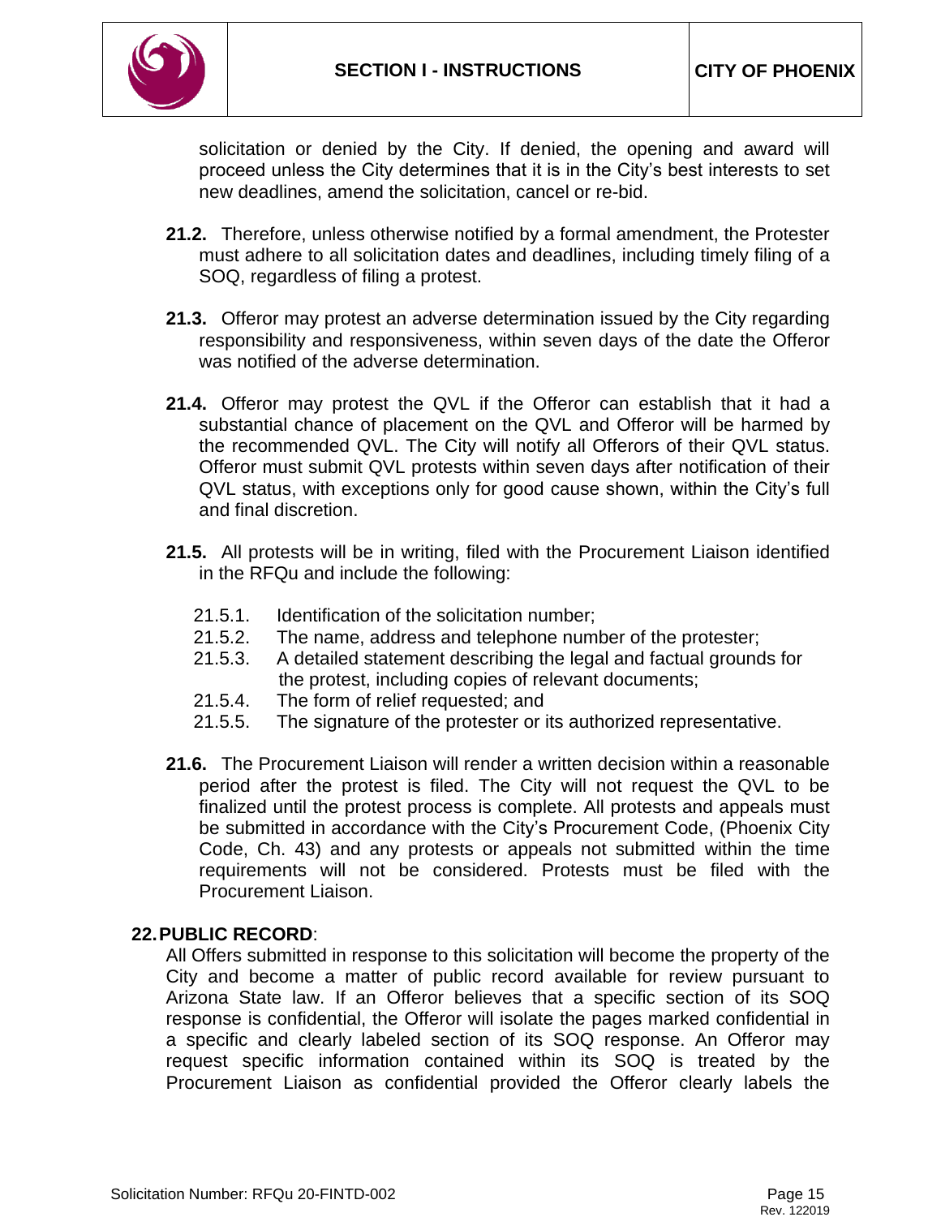solicitation or denied by the City. If denied, the opening and award will proceed unless the City determines that it is in the City's best interests to set new deadlines, amend the solicitation, cancel or re-bid.

**21.2.** Therefore, unless otherwise notified by a formal amendment, the Protester must adhere to all solicitation dates and deadlines, including timely filing of a SOQ, regardless of filing a protest.

**21.3.** Offeror may protest an adverse determination issued by the City regarding responsibility and responsiveness, within seven days of the date the Offeror was notified of the adverse determination.

**21.4.** Offeror may protest the QVL if the Offeror can establish that it had a substantial chance of placement on the QVL and Offeror will be harmed by the recommended QVL. The City will notify all Offerors of their QVL status. Offeror must submit QVL protests within seven days after notification of their QVL status, with exceptions only for good cause shown, within the City's full and final discretion.

**21.5.** All protests will be in writing, filed with the Procurement Liaison identified in the RFQu and include the following:

- 21.5.1. Identification of the solicitation number;
- 21.5.2. The name, address and telephone number of the protester;
- 21.5.3. A detailed statement describing the legal and factual grounds for the protest, including copies of relevant documents;
- 21.5.4. The form of relief requested; and
- 21.5.5. The signature of the protester or its authorized representative.

**21.6.** The Procurement Liaison will render a written decision within a reasonable period after the protest is filed. The City will not request the QVL to be finalized until the protest process is complete. All protests and appeals must be submitted in accordance with the City's Procurement Code, (Phoenix City Code, Ch. 43) and any protests or appeals not submitted within the time requirements will not be considered. Protests must be filed with the Procurement Liaison.

**22. PUBLIC RECORD**:

All Offers submitted in response to this solicitation will become the property of the City and become a matter of public record available for review pursuant to Arizona State law. If an Offeror believes that a specific section of its SOQ response is confidential, the Offeror will isolate the pages marked confidential in a specific and clearly labeled section of its SOQ response. An Offeror may request specific information contained within its SOQ is treated by the Procurement Liaison as confidential provided the Offeror clearly labels the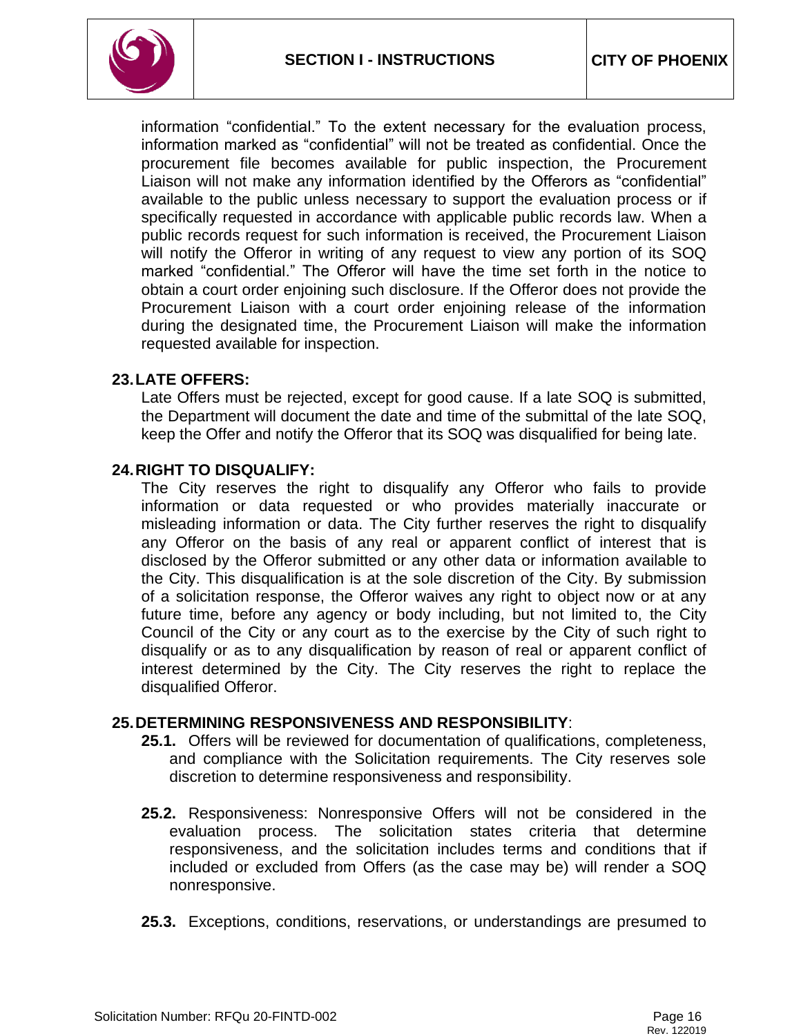information "confidential." To the extent necessary for the evaluation process, information marked as "confidential" will not be treated as confidential. Once the procurement file becomes available for public inspection, the Procurement Liaison will not make any information identified by the Offerors as "confidential" available to the public unless necessary to support the evaluation process or if specifically requested in accordance with applicable public records law. When a public records request for such information is received, the Procurement Liaison will notify the Offeror in writing of any request to view any portion of its SOQ marked "confidential." The Offeror will have the time set forth in the notice to obtain a court order enjoining such disclosure. If the Offeror does not provide the Procurement Liaison with a court order enjoining release of the information during the designated time, the Procurement Liaison will make the information requested available for inspection.

**23. LATE OFFERS:**

Late Offers must be rejected, except for good cause. If a late SOQ is submitted, the Department will document the date and time of the submittal of the late SOQ, keep the Offer and notify the Offeror that its SOQ was disqualified for being late.

**24. RIGHT TO DISQUALIFY:**

The City reserves the right to disqualify any Offeror who fails to provide information or data requested or who provides materially inaccurate or misleading information or data. The City further reserves the right to disqualify any Offeror on the basis of any real or apparent conflict of interest that is disclosed by the Offeror submitted or any other data or information available to the City. This disqualification is at the sole discretion of the City. By submission of a solicitation response, the Offeror waives any right to object now or at any future time, before any agency or body including, but not limited to, the City Council of the City or any court as to the exercise by the City of such right to disqualify or as to any disqualification by reason of real or apparent conflict of interest determined by the City. The City reserves the right to replace the disqualified Offeror.

**25. DETERMINING RESPONSIVENESS AND RESPONSIBILITY**:

**25.1.** Offers will be reviewed for documentation of qualifications, completeness, and compliance with the Solicitation requirements. The City reserves sole discretion to determine responsiveness and responsibility.

**25.2.** Responsiveness: Nonresponsive Offers will not be considered in the evaluation process. The solicitation states criteria that determine responsiveness, and the solicitation includes terms and conditions that if included or excluded from Offers (as the case may be) will render a SOQ nonresponsive.

**25.3.** Exceptions, conditions, reservations, or understandings are presumed to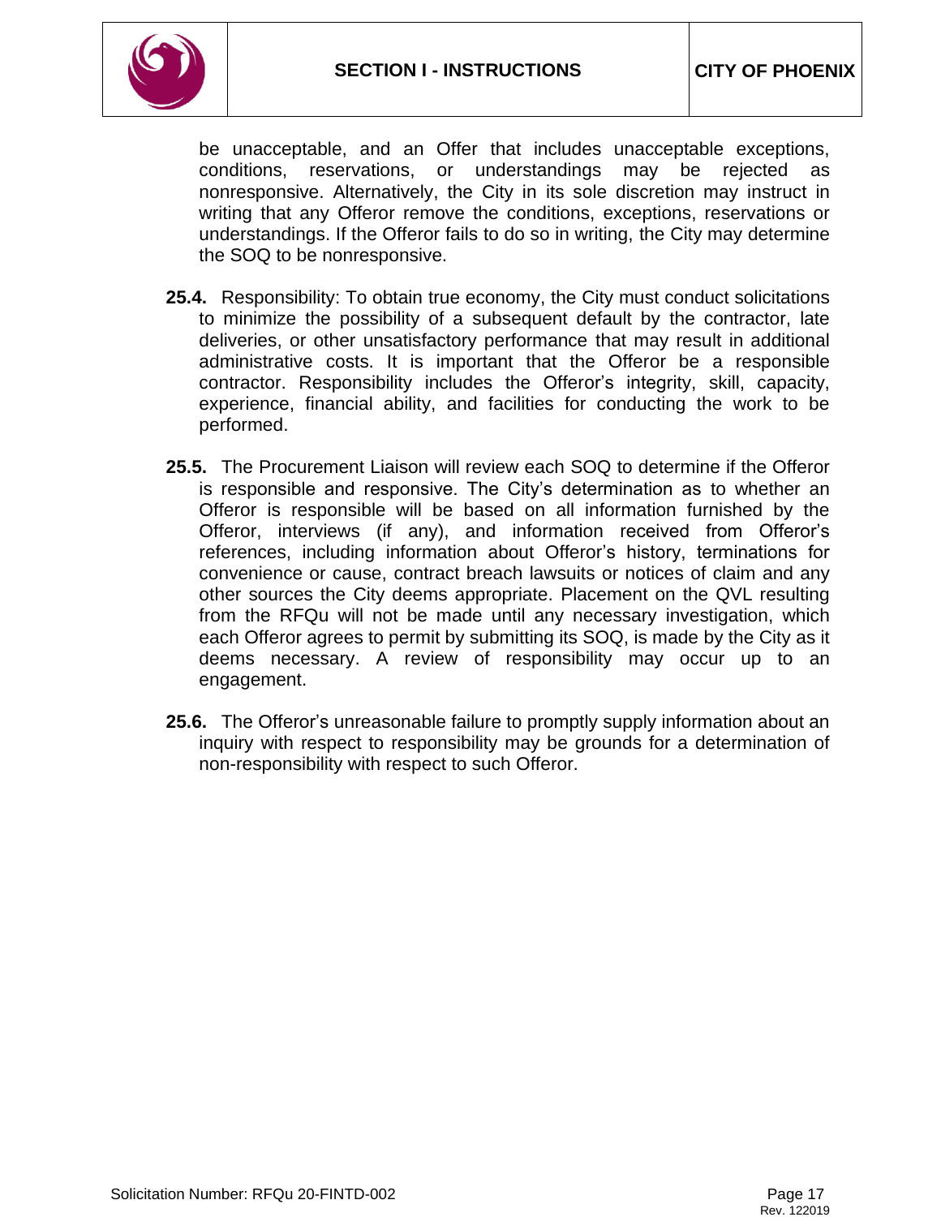be unacceptable, and an Offer that includes unacceptable exceptions, conditions, reservations, or understandings may be rejected as nonresponsive. Alternatively, the City in its sole discretion may instruct in writing that any Offeror remove the conditions, exceptions, reservations or understandings. If the Offeror fails to do so in writing, the City may determine the SOQ to be nonresponsive.

**25.4.** Responsibility: To obtain true economy, the City must conduct solicitations to minimize the possibility of a subsequent default by the contractor, late deliveries, or other unsatisfactory performance that may result in additional administrative costs. It is important that the Offeror be a responsible contractor. Responsibility includes the Offeror's integrity, skill, capacity, experience, financial ability, and facilities for conducting the work to be performed.

**25.5.** The Procurement Liaison will review each SOQ to determine if the Offeror is responsible and responsive. The City's determination as to whether an Offeror is responsible will be based on all information furnished by the Offeror, interviews (if any), and information received from Offeror's references, including information about Offeror's history, terminations for convenience or cause, contract breach lawsuits or notices of claim and any other sources the City deems appropriate. Placement on the QVL resulting from the RFQu will not be made until any necessary investigation, which each Offeror agrees to permit by submitting its SOQ, is made by the City as it deems necessary. A review of responsibility may occur up to an engagement.

**25.6.** The Offeror's unreasonable failure to promptly supply information about an inquiry with respect to responsibility may be grounds for a determination of non-responsibility with respect to such Offeror.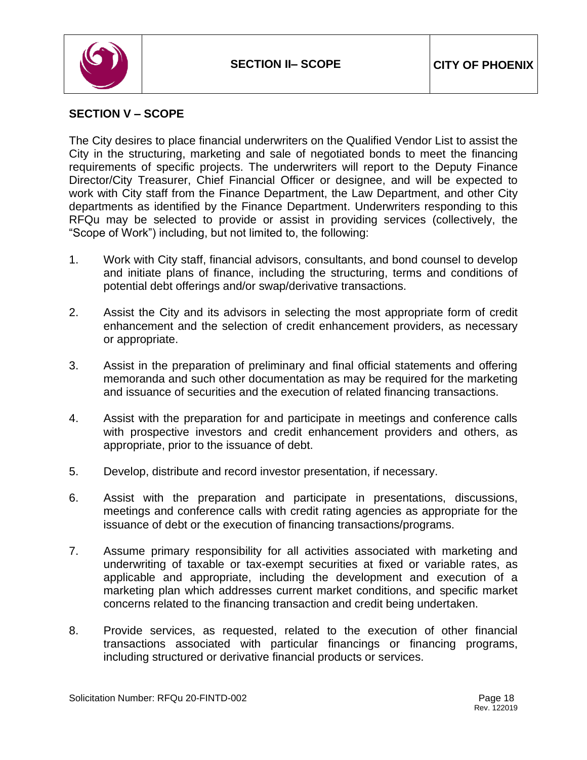## SECTION V – SCOPE

The City desires to place financial underwriters on the Qualified Vendor List to assist the City in the structuring, marketing and sale of negotiated bonds to meet the financing requirements of specific projects. The underwriters will report to the Deputy Finance Director/City Treasurer, Chief Financial Officer or designee, and will be expected to work with City staff from the Finance Department, the Law Department, and other City departments as identified by the Finance Department. Underwriters responding to this RFQu may be selected to provide or assist in providing services (collectively, the "Scope of Work") including, but not limited to, the following:

1. Work with City staff, financial advisors, consultants, and bond counsel to develop and initiate plans of finance, including the structuring, terms and conditions of potential debt offerings and/or swap/derivative transactions.
2. Assist the City and its advisors in selecting the most appropriate form of credit enhancement and the selection of credit enhancement providers, as necessary or appropriate.
3. Assist in the preparation of preliminary and final official statements and offering memoranda and such other documentation as may be required for the marketing and issuance of securities and the execution of related financing transactions.
4. Assist with the preparation for and participate in meetings and conference calls with prospective investors and credit enhancement providers and others, as appropriate, prior to the issuance of debt.
5. Develop, distribute and record investor presentation, if necessary.
6. Assist with the preparation and participate in presentations, discussions, meetings and conference calls with credit rating agencies as appropriate for the issuance of debt or the execution of financing transactions/programs.
7. Assume primary responsibility for all activities associated with marketing and underwriting of taxable or tax-exempt securities at fixed or variable rates, as applicable and appropriate, including the development and execution of a marketing plan which addresses current market conditions, and specific market concerns related to the financing transaction and credit being undertaken.
8. Provide services, as requested, related to the execution of other financial transactions associated with particular financings or financing programs, including structured or derivative financial products or services.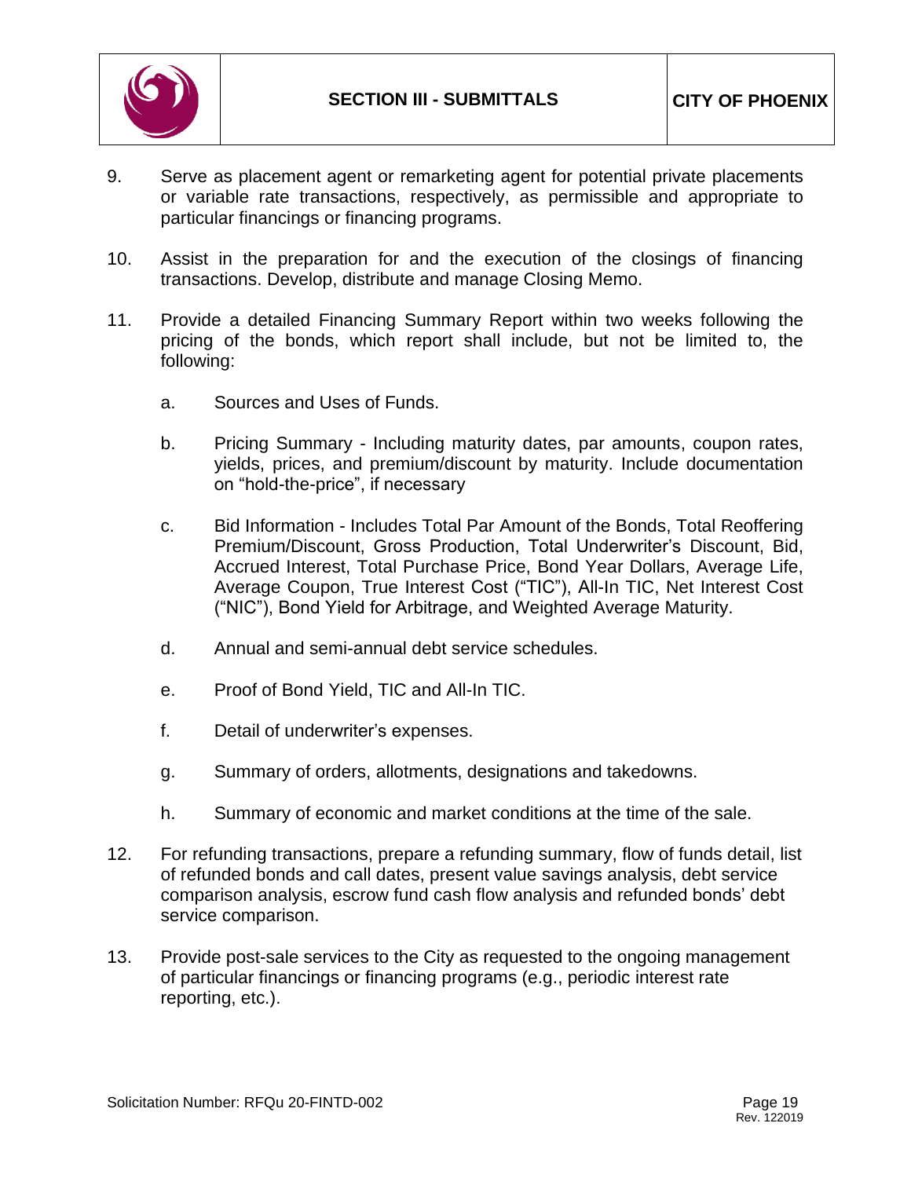9. Serve as placement agent or remarketing agent for potential private placements or variable rate transactions, respectively, as permissible and appropriate to particular financings or financing programs.

10. Assist in the preparation for and the execution of the closings of financing transactions. Develop, distribute and manage Closing Memo.

11. Provide a detailed Financing Summary Report within two weeks following the pricing of the bonds, which report shall include, but not be limited to, the following:

    a. Sources and Uses of Funds.

    b. Pricing Summary - Including maturity dates, par amounts, coupon rates, yields, prices, and premium/discount by maturity. Include documentation on "hold-the-price", if necessary

    c. Bid Information - Includes Total Par Amount of the Bonds, Total Reoffering Premium/Discount, Gross Production, Total Underwriter's Discount, Bid, Accrued Interest, Total Purchase Price, Bond Year Dollars, Average Life, Average Coupon, True Interest Cost ("TIC"), All-In TIC, Net Interest Cost ("NIC"), Bond Yield for Arbitrage, and Weighted Average Maturity.

    d. Annual and semi-annual debt service schedules.

    e. Proof of Bond Yield, TIC and All-In TIC.

    f. Detail of underwriter's expenses.

    g. Summary of orders, allotments, designations and takedowns.

    h. Summary of economic and market conditions at the time of the sale.

12. For refunding transactions, prepare a refunding summary, flow of funds detail, list of refunded bonds and call dates, present value savings analysis, debt service comparison analysis, escrow fund cash flow analysis and refunded bonds' debt service comparison.

13. Provide post-sale services to the City as requested to the ongoing management of particular financings or financing programs (e.g., periodic interest rate reporting, etc.).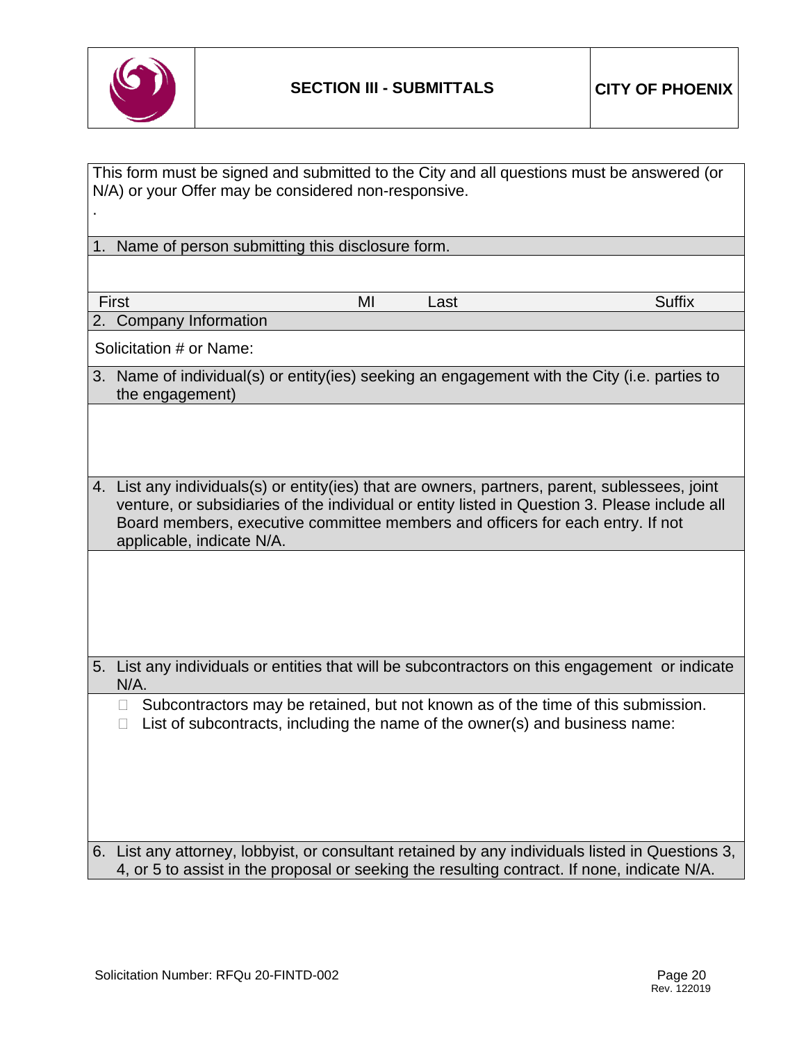| | | |
|---|---|---|
| | **SECTION III - SUBMITTALS** | **CITY OF PHOENIX** |

This form must be signed and submitted to the City and all questions must be answered (or N/A) or your Offer may be considered non-responsive.

.

1. Name of person submitting this disclosure form.

| First | MI | Last | Suffix |
|---|---|---|---|
| | | | |

2. Company Information

Solicitation # or Name:

3. Name of individual(s) or entity(ies) seeking an engagement with the City (i.e. parties to the engagement)

4. List any individuals(s) or entity(ies) that are owners, partners, parent, sublessees, joint venture, or subsidiaries of the individual or entity listed in Question 3. Please include all Board members, executive committee members and officers for each entry. If not applicable, indicate N/A.

5. List any individuals or entities that will be subcontractors on this engagement or indicate N/A.

- ☐ Subcontractors may be retained, but not known as of the time of this submission.
- ☐ List of subcontracts, including the name of the owner(s) and business name:

6. List any attorney, lobbyist, or consultant retained by any individuals listed in Questions 3, 4, or 5 to assist in the proposal or seeking the resulting contract. If none, indicate N/A.

Solicitation Number: RFQu 20-FINTD-002

Rev. 122019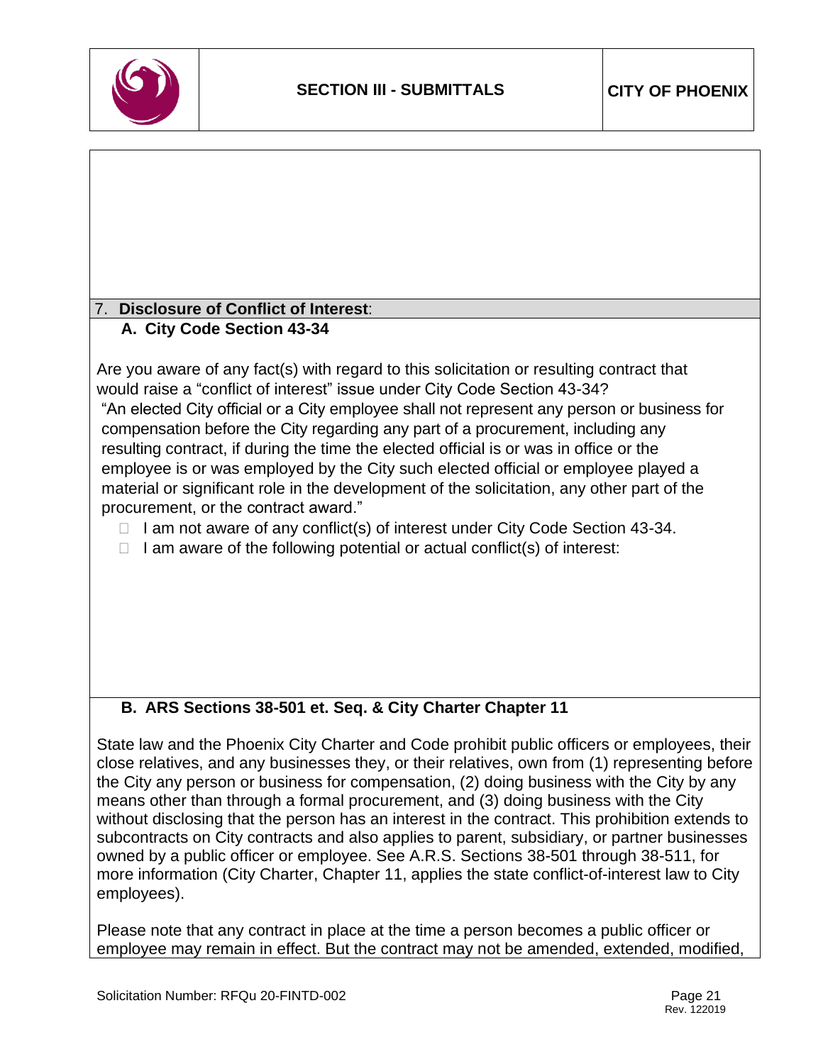## 7. Disclosure of Conflict of Interest:

### A. City Code Section 43-34

Are you aware of any fact(s) with regard to this solicitation or resulting contract that would raise a "conflict of interest" issue under City Code Section 43-34?

"An elected City official or a City employee shall not represent any person or business for compensation before the City regarding any part of a procurement, including any resulting contract, if during the time the elected official is or was in office or the employee is or was employed by the City such elected official or employee played a material or significant role in the development of the solicitation, any other part of the procurement, or the contract award."

- ☐ I am not aware of any conflict(s) of interest under City Code Section 43-34.
- ☐ I am aware of the following potential or actual conflict(s) of interest:

### B. ARS Sections 38-501 et. Seq. & City Charter Chapter 11

State law and the Phoenix City Charter and Code prohibit public officers or employees, their close relatives, and any businesses they, or their relatives, own from (1) representing before the City any person or business for compensation, (2) doing business with the City by any means other than through a formal procurement, and (3) doing business with the City without disclosing that the person has an interest in the contract. This prohibition extends to subcontracts on City contracts and also applies to parent, subsidiary, or partner businesses owned by a public officer or employee. See A.R.S. Sections 38-501 through 38-511, for more information (City Charter, Chapter 11, applies the state conflict-of-interest law to City employees).

Please note that any contract in place at the time a person becomes a public officer or employee may remain in effect. But the contract may not be amended, extended, modified,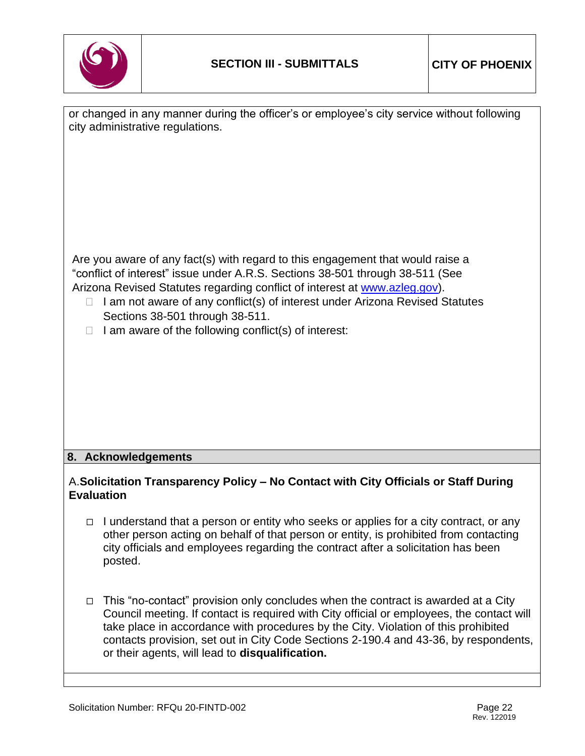or changed in any manner during the officer's or employee's city service without following city administrative regulations.

Are you aware of any fact(s) with regard to this engagement that would raise a "conflict of interest" issue under A.R.S. Sections 38-501 through 38-511 (See Arizona Revised Statutes regarding conflict of interest at www.azleg.gov).

- ☐ I am not aware of any conflict(s) of interest under Arizona Revised Statutes Sections 38-501 through 38-511.
- ☐ I am aware of the following conflict(s) of interest:

## 8. Acknowledgements

A. **Solicitation Transparency Policy – No Contact with City Officials or Staff During Evaluation**

- ☐ I understand that a person or entity who seeks or applies for a city contract, or any other person acting on behalf of that person or entity, is prohibited from contacting city officials and employees regarding the contract after a solicitation has been posted.

- ☐ This "no-contact" provision only concludes when the contract is awarded at a City Council meeting. If contact is required with City official or employees, the contact will take place in accordance with procedures by the City. Violation of this prohibited contacts provision, set out in City Code Sections 2-190.4 and 43-36, by respondents, or their agents, will lead to **disqualification.**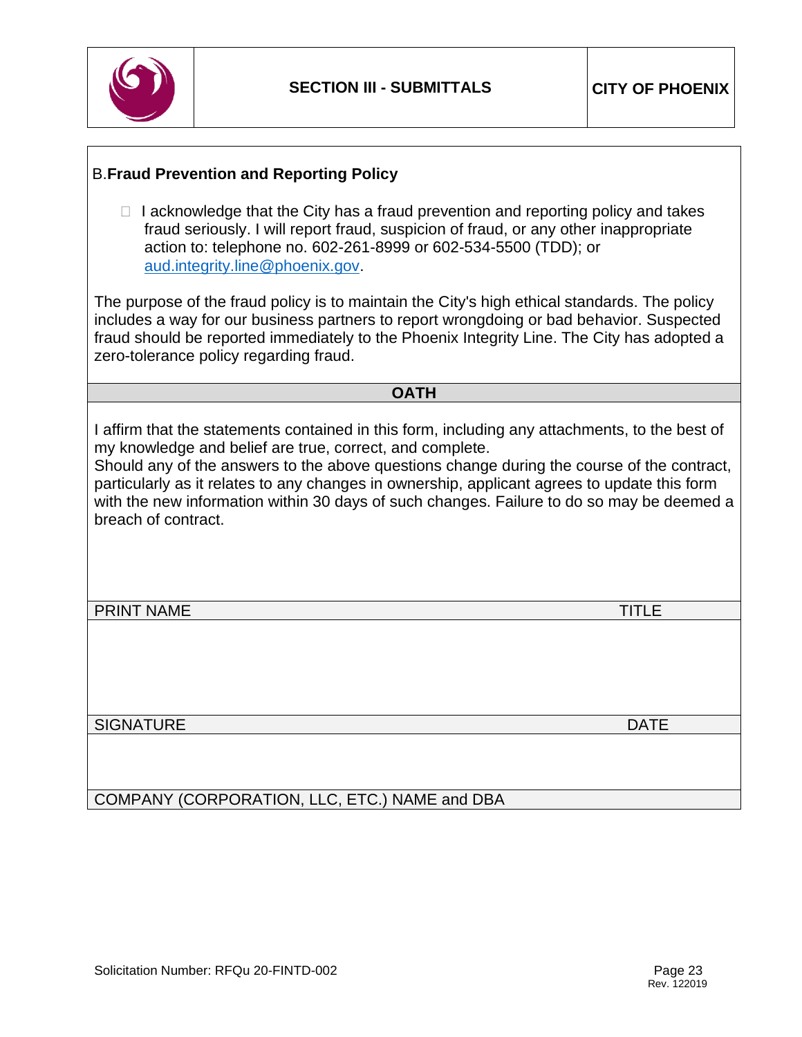## B. Fraud Prevention and Reporting Policy

☐ I acknowledge that the City has a fraud prevention and reporting policy and takes fraud seriously. I will report fraud, suspicion of fraud, or any other inappropriate action to: telephone no. 602-261-8999 or 602-534-5500 (TDD); or aud.integrity.line@phoenix.gov.

The purpose of the fraud policy is to maintain the City's high ethical standards. The policy includes a way for our business partners to report wrongdoing or bad behavior. Suspected fraud should be reported immediately to the Phoenix Integrity Line. The City has adopted a zero-tolerance policy regarding fraud.

### OATH

I affirm that the statements contained in this form, including any attachments, to the best of my knowledge and belief are true, correct, and complete.

Should any of the answers to the above questions change during the course of the contract, particularly as it relates to any changes in ownership, applicant agrees to update this form with the new information within 30 days of such changes. Failure to do so may be deemed a breach of contract.

| | |
|---|---|
| PRINT NAME | TITLE |
| | |
| SIGNATURE | DATE |
| | |
| COMPANY (CORPORATION, LLC, ETC.) NAME and DBA | |

Solicitation Number: RFQu 20-FINTD-002

Rev. 122019